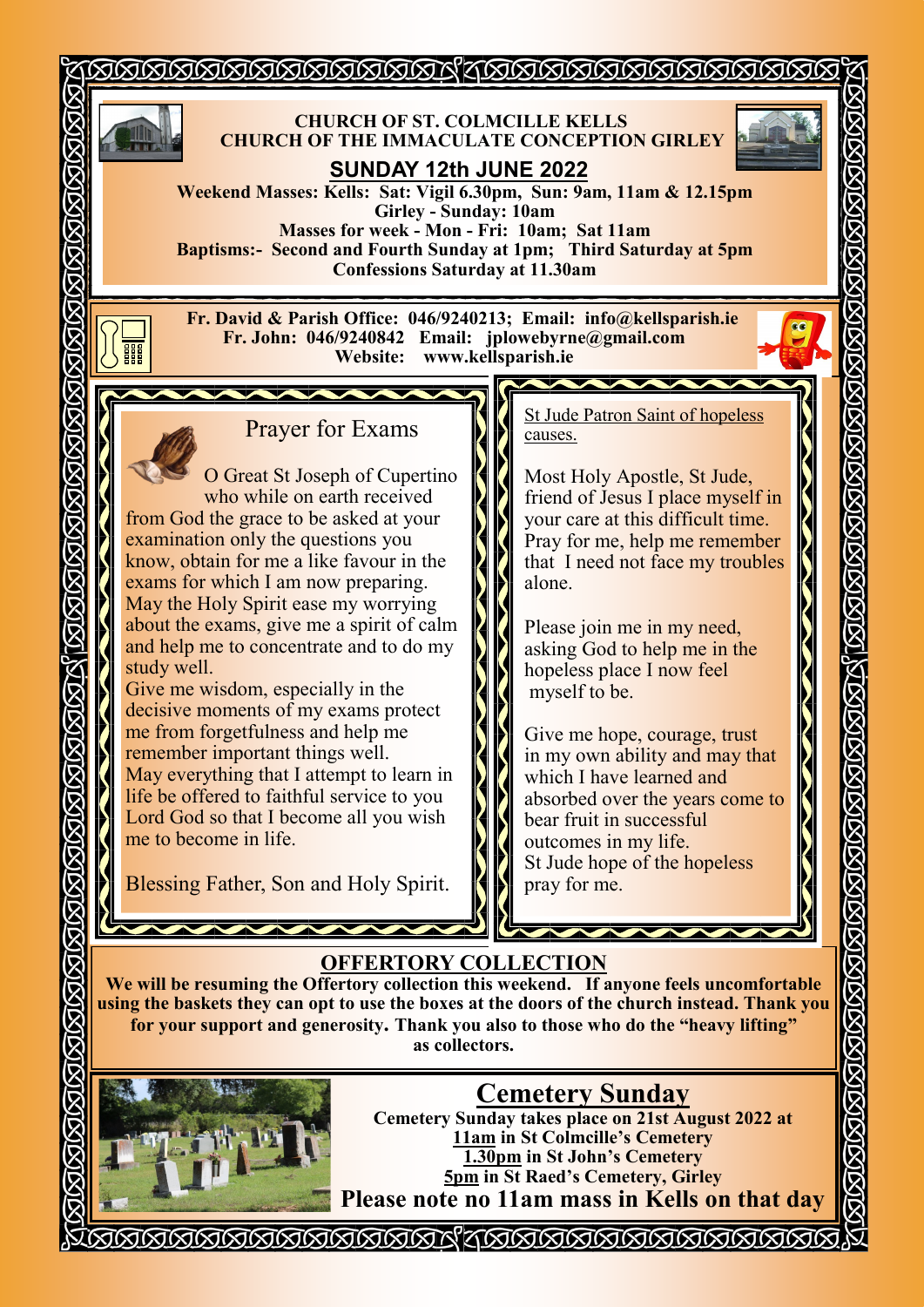**CHURCH OF ST. COLMCILLE KELLS**
**CHURCH OF THE IMMACULATE CONCEPTION GIRLEY**

## SUNDAY 12th JUNE 2022

**Weekend Masses: Kells: Sat: Vigil 6.30pm, Sun: 9am, 11am & 12.15pm**
**Girley - Sunday: 10am**
**Masses for week - Mon - Fri: 10am; Sat 11am**
**Baptisms:- Second and Fourth Sunday at 1pm; Third Saturday at 5pm**
**Confessions Saturday at 11.30am**

**Fr. David & Parish Office: 046/9240213; Email: info@kellsparish.ie**
**Fr. John: 046/9240842 Email: jplowebyrne@gmail.com**
**Website: www.kellsparish.ie**

### Prayer for Exams

O Great St Joseph of Cupertino who while on earth received from God the grace to be asked at your examination only the questions you know, obtain for me a like favour in the exams for which I am now preparing. May the Holy Spirit ease my worrying about the exams, give me a spirit of calm and help me to concentrate and to do my study well.
Give me wisdom, especially in the decisive moments of my exams protect me from forgetfulness and help me remember important things well.
May everything that I attempt to learn in life be offered to faithful service to you Lord God so that I become all you wish me to become in life.

Blessing Father, Son and Holy Spirit.

### St Jude Patron Saint of hopeless causes.

Most Holy Apostle, St Jude, friend of Jesus I place myself in your care at this difficult time. Pray for me, help me remember that I need not face my troubles alone.

Please join me in my need, asking God to help me in the hopeless place I now feel myself to be.

Give me hope, courage, trust in my own ability and may that which I have learned and absorbed over the years come to bear fruit in successful outcomes in my life.
St Jude hope of the hopeless pray for me.

### OFFERTORY COLLECTION

**We will be resuming the Offertory collection this weekend. If anyone feels uncomfortable using the baskets they can opt to use the boxes at the doors of the church instead. Thank you for your support and generosity. Thank you also to those who do the "heavy lifting" as collectors.**

## Cemetery Sunday

**Cemetery Sunday takes place on 21st August 2022 at**
**11am in St Colmcille's Cemetery**
**1.30pm in St John's Cemetery**
**5pm in St Raed's Cemetery, Girley**
**Please note no 11am mass in Kells on that day**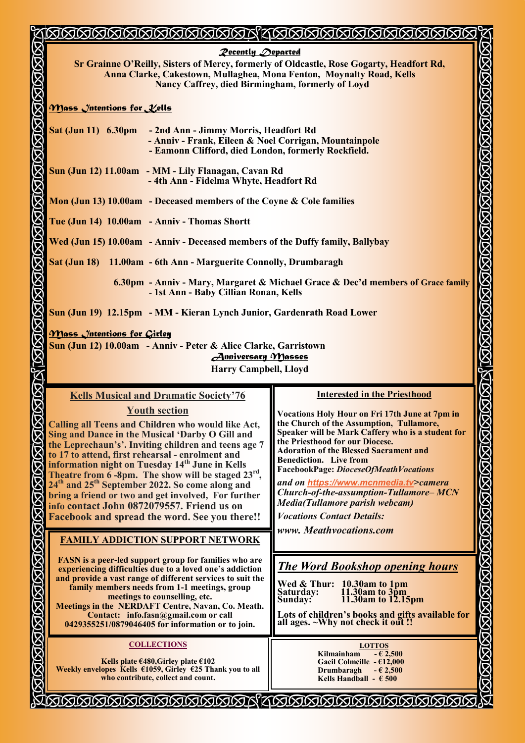## *Recently Departed*

**Sr Grainne O'Reilly, Sisters of Mercy, formerly of Oldcastle, Rose Gogarty, Headfort Rd, Anna Clarke, Cakestown, Mullaghea, Mona Fenton, Moynalty Road, Kells Nancy Caffrey, died Birmingham, formerly of Loyd**

## *Mass Intentions for Kells*

**Sat (Jun 11) 6.30pm** - 2nd Ann - Jimmy Morris, Headfort Rd
- Anniv - Frank, Eileen & Noel Corrigan, Mountainpole
- Eamonn Clifford, died London, formerly Rockfield.

**Sun (Jun 12) 11.00am** - MM - Lily Flanagan, Cavan Rd
- 4th Ann - Fidelma Whyte, Headfort Rd

**Mon (Jun 13) 10.00am** - Deceased members of the Coyne & Cole families

**Tue (Jun 14) 10.00am** - Anniv - Thomas Shortt

**Wed (Jun 15) 10.00am** - Anniv - Deceased members of the Duffy family, Ballybay

**Sat (Jun 18) 11.00am** - 6th Ann - Marguerite Connolly, Drumbaragh

**6.30pm** - Anniv - Mary, Margaret & Michael Grace & Dec'd members of Grace family
- 1st Ann - Baby Cillian Ronan, Kells

**Sun (Jun 19) 12.15pm** - MM - Kieran Lynch Junior, Gardenrath Road Lower

## *Mass Intentions for Girley*

**Sun (Jun 12) 10.00am** - Anniv - Peter & Alice Clarke, Garristown

### *Anniversary Masses*

**Harry Campbell, Lloyd**

## Kells Musical and Dramatic Society'76

### Youth section

**Calling all Teens and Children who would like Act, Sing and Dance in the Musical 'Darby O Gill and the Leprechaun's'. Inviting children and teens age 7 to 17 to attend, first rehearsal - enrolment and information night on Tuesday 14th June in Kells Theatre from 6 -8pm. The show will be staged 23rd, 24th and 25th September 2022. So come along and bring a friend or two and get involved, For further info contact John 0872079557. Friend us on Facebook and spread the word. See you there!!**

## Interested in the Priesthood

**Vocations Holy Hour on Fri 17th June at 7pm in the Church of the Assumption, Tullamore, Speaker will be Mark Caffery who is a student for the Priesthood for our Diocese. Adoration of the Blessed Sacrament and Benediction. Live from FacebookPage:** ***DioceseOfMeathVocations***

***and on https://www.mcnmedia.tv>camera Church-of-the-assumption-Tullamore– MCN Media(Tullamore parish webcam)***

***Vocations Contact Details:***

***www. Meathvocations.com***

## FAMILY ADDICTION SUPPORT NETWORK

**FASN is a peer-led support group for families who are experiencing difficulties due to a loved one's addiction and provide a vast range of different services to suit the family members needs from 1-1 meetings, group meetings to counselling, etc.**
**Meetings in the NERDAFT Centre, Navan, Co. Meath.**
**Contact: info.fasn@gmail.com or call 0429355251/0879046405 for information or to join.**

## *The Word Bookshop opening hours*

**Wed & Thur: 10.30am to 1pm**
**Saturday: 11.30am to 3pm**
**Sunday: 11.30am to 12.15pm**

**Lots of children's books and gifts available for all ages. ~Why not check it out !!**

## COLLECTIONS

**Kells plate €480,Girley plate €102**
**Weekly envelopes Kells €1059, Girley €25 Thank you to all who contribute, collect and count.**

## LOTTOS

**Kilmainham - € 2,500**
**Gaeil Colmcille - €12,000**
**Drumbaragh - € 2,500**
**Kells Handball - € 500**